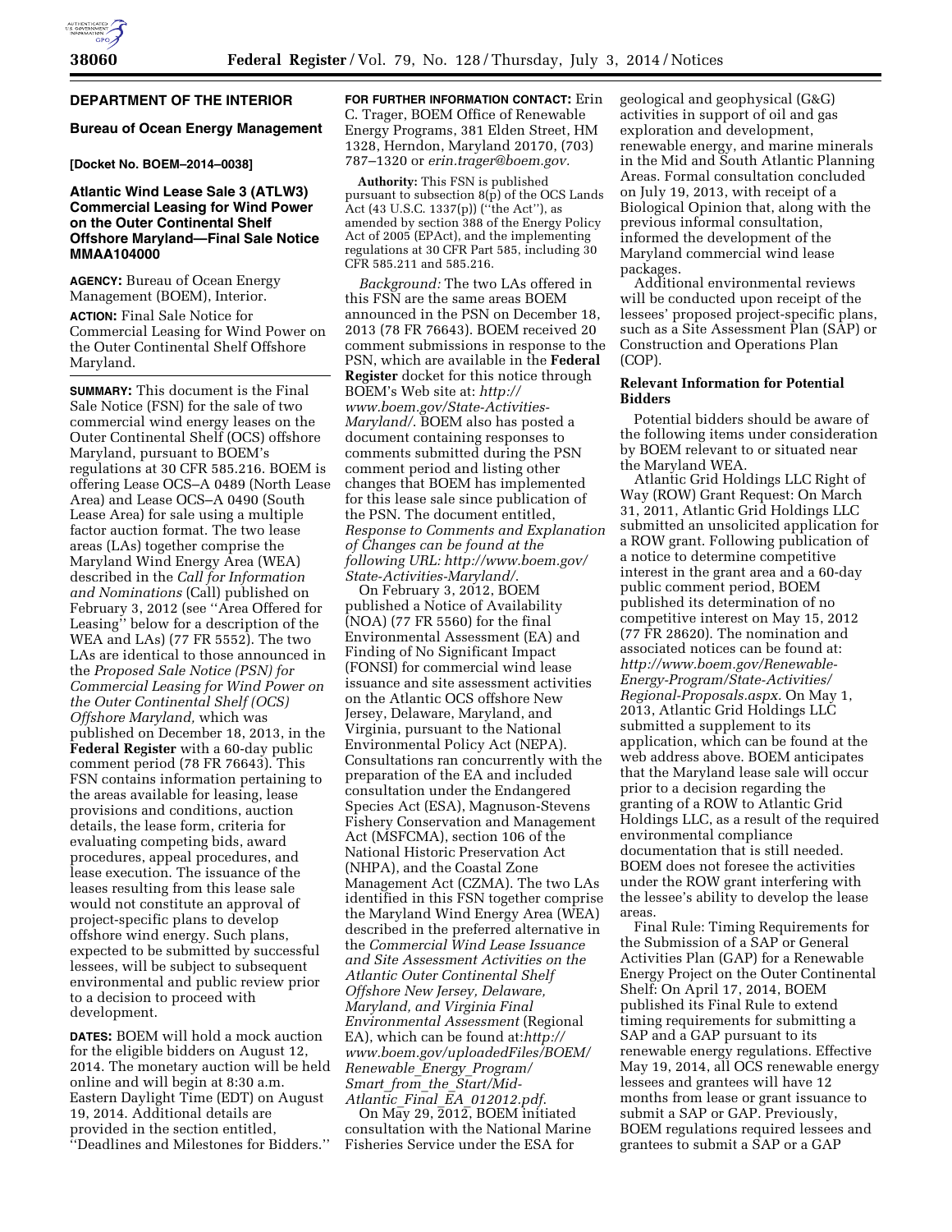**DEPARTMENT OF THE INTERIOR**

**Bureau of Ocean Energy Management**

**[Docket No. BOEM–2014–0038]**

## Atlantic Wind Lease Sale 3 (ATLW3) Commercial Leasing for Wind Power on the Outer Continental Shelf Offshore Maryland—Final Sale Notice MMAA104000

**AGENCY:** Bureau of Ocean Energy Management (BOEM), Interior.

**ACTION:** Final Sale Notice for Commercial Leasing for Wind Power on the Outer Continental Shelf Offshore Maryland.

**SUMMARY:** This document is the Final Sale Notice (FSN) for the sale of two commercial wind energy leases on the Outer Continental Shelf (OCS) offshore Maryland, pursuant to BOEM's regulations at 30 CFR 585.216. BOEM is offering Lease OCS–A 0489 (North Lease Area) and Lease OCS–A 0490 (South Lease Area) for sale using a multiple factor auction format. The two lease areas (LAs) together comprise the Maryland Wind Energy Area (WEA) described in the *Call for Information and Nominations* (Call) published on February 3, 2012 (see ''Area Offered for Leasing'' below for a description of the WEA and LAs) (77 FR 5552). The two LAs are identical to those announced in the *Proposed Sale Notice (PSN) for Commercial Leasing for Wind Power on the Outer Continental Shelf (OCS) Offshore Maryland,* which was published on December 18, 2013, in the **Federal Register** with a 60-day public comment period (78 FR 76643). This FSN contains information pertaining to the areas available for leasing, lease provisions and conditions, auction details, the lease form, criteria for evaluating competing bids, award procedures, appeal procedures, and lease execution. The issuance of the leases resulting from this lease sale would not constitute an approval of project-specific plans to develop offshore wind energy. Such plans, expected to be submitted by successful lessees, will be subject to subsequent environmental and public review prior to a decision to proceed with development.

**DATES:** BOEM will hold a mock auction for the eligible bidders on August 12, 2014. The monetary auction will be held online and will begin at 8:30 a.m. Eastern Daylight Time (EDT) on August 19, 2014. Additional details are provided in the section entitled, ''Deadlines and Milestones for Bidders.''

**FOR FURTHER INFORMATION CONTACT:** Erin C. Trager, BOEM Office of Renewable Energy Programs, 381 Elden Street, HM 1328, Herndon, Maryland 20170, (703) 787–1320 or *erin.trager@boem.gov.*

**Authority:** This FSN is published pursuant to subsection 8(p) of the OCS Lands Act (43 U.S.C. 1337(p)) (''the Act''), as amended by section 388 of the Energy Policy Act of 2005 (EPAct), and the implementing regulations at 30 CFR Part 585, including 30 CFR 585.211 and 585.216.

*Background:* The two LAs offered in this FSN are the same areas BOEM announced in the PSN on December 18, 2013 (78 FR 76643). BOEM received 20 comment submissions in response to the PSN, which are available in the **Federal Register** docket for this notice through BOEM's Web site at: *http://www.boem.gov/State-Activities-Maryland/.* BOEM also has posted a document containing responses to comments submitted during the PSN comment period and listing other changes that BOEM has implemented for this lease sale since publication of the PSN. The document entitled, *Response to Comments and Explanation of Changes can be found at the following URL: http://www.boem.gov/State-Activities-Maryland/.*

On February 3, 2012, BOEM published a Notice of Availability (NOA) (77 FR 5560) for the final Environmental Assessment (EA) and Finding of No Significant Impact (FONSI) for commercial wind lease issuance and site assessment activities on the Atlantic OCS offshore New Jersey, Delaware, Maryland, and Virginia, pursuant to the National Environmental Policy Act (NEPA). Consultations ran concurrently with the preparation of the EA and included consultation under the Endangered Species Act (ESA), Magnuson-Stevens Fishery Conservation and Management Act (MSFCMA), section 106 of the National Historic Preservation Act (NHPA), and the Coastal Zone Management Act (CZMA). The two LAs identified in this FSN together comprise the Maryland Wind Energy Area (WEA) described in the preferred alternative in the *Commercial Wind Lease Issuance and Site Assessment Activities on the Atlantic Outer Continental Shelf Offshore New Jersey, Delaware, Maryland, and Virginia Final Environmental Assessment* (Regional EA), which can be found at:*http://www.boem.gov/uploadedFiles/BOEM/Renewable_Energy_Program/Smart_from_the_Start/Mid-Atlantic_Final_EA_012012.pdf.*

On May 29, 2012, BOEM initiated consultation with the National Marine Fisheries Service under the ESA for geological and geophysical (G&G) activities in support of oil and gas exploration and development, renewable energy, and marine minerals in the Mid and South Atlantic Planning Areas. Formal consultation concluded on July 19, 2013, with receipt of a Biological Opinion that, along with the previous informal consultation, informed the development of the Maryland commercial wind lease packages.

Additional environmental reviews will be conducted upon receipt of the lessees' proposed project-specific plans, such as a Site Assessment Plan (SAP) or Construction and Operations Plan (COP).

### Relevant Information for Potential Bidders

Potential bidders should be aware of the following items under consideration by BOEM relevant to or situated near the Maryland WEA.

Atlantic Grid Holdings LLC Right of Way (ROW) Grant Request: On March 31, 2011, Atlantic Grid Holdings LLC submitted an unsolicited application for a ROW grant. Following publication of a notice to determine competitive interest in the grant area and a 60-day public comment period, BOEM published its determination of no competitive interest on May 15, 2012 (77 FR 28620). The nomination and associated notices can be found at: *http://www.boem.gov/Renewable-Energy-Program/State-Activities/Regional-Proposals.aspx.* On May 1, 2013, Atlantic Grid Holdings LLC submitted a supplement to its application, which can be found at the web address above. BOEM anticipates that the Maryland lease sale will occur prior to a decision regarding the granting of a ROW to Atlantic Grid Holdings LLC, as a result of the required environmental compliance documentation that is still needed. BOEM does not foresee the activities under the ROW grant interfering with the lessee's ability to develop the lease areas.

Final Rule: Timing Requirements for the Submission of a SAP or General Activities Plan (GAP) for a Renewable Energy Project on the Outer Continental Shelf: On April 17, 2014, BOEM published its Final Rule to extend timing requirements for submitting a SAP and a GAP pursuant to its renewable energy regulations. Effective May 19, 2014, all OCS renewable energy lessees and grantees will have 12 months from lease or grant issuance to submit a SAP or GAP. Previously, BOEM regulations required lessees and grantees to submit a SAP or a GAP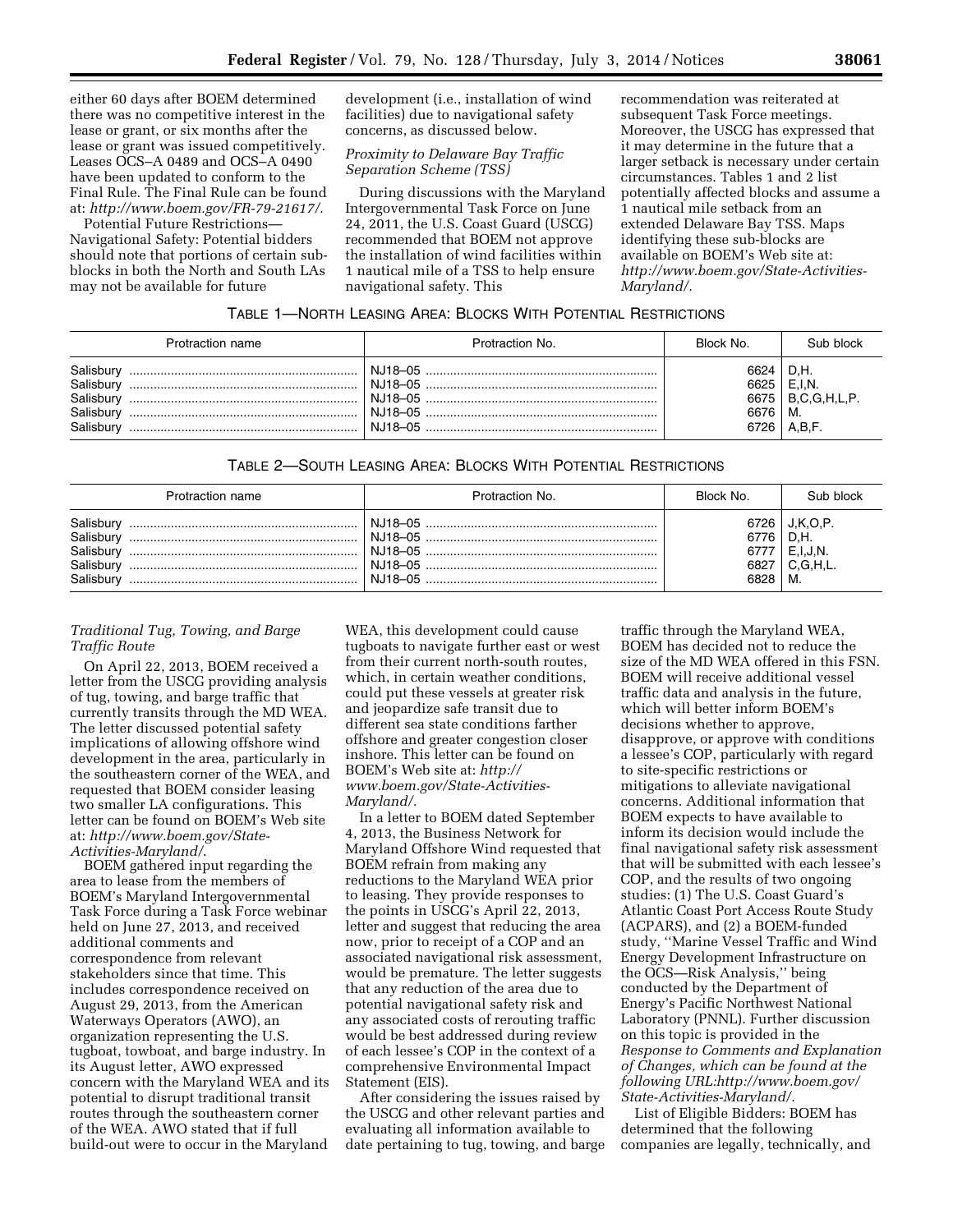either 60 days after BOEM determined there was no competitive interest in the lease or grant, or six months after the lease or grant was issued competitively. Leases OCS–A 0489 and OCS–A 0490 have been updated to conform to the Final Rule. The Final Rule can be found at: *http://www.boem.gov/FR-79-21617/.*

Potential Future Restrictions—Navigational Safety: Potential bidders should note that portions of certain sub-blocks in both the North and South LAs may not be available for future development (i.e., installation of wind facilities) due to navigational safety concerns, as discussed below.

*Proximity to Delaware Bay Traffic Separation Scheme (TSS)*

During discussions with the Maryland Intergovernmental Task Force on June 24, 2011, the U.S. Coast Guard (USCG) recommended that BOEM not approve the installation of wind facilities within 1 nautical mile of a TSS to help ensure navigational safety. This recommendation was reiterated at subsequent Task Force meetings. Moreover, the USCG has expressed that it may determine in the future that a larger setback is necessary under certain circumstances. Tables 1 and 2 list potentially affected blocks and assume a 1 nautical mile setback from an extended Delaware Bay TSS. Maps identifying these sub-blocks are available on BOEM's Web site at: *http://www.boem.gov/State-Activities-Maryland/.*

TABLE 1—NORTH LEASING AREA: BLOCKS WITH POTENTIAL RESTRICTIONS

| Protraction name | Protraction No. | Block No. | Sub block |
|---|---|---|---|
| Salisbury | NJ18–05 | 6624 | D,H. |
| Salisbury | NJ18–05 | 6625 | E,I,N. |
| Salisbury | NJ18–05 | 6675 | B,C,G,H,L,P. |
| Salisbury | NJ18–05 | 6676 | M. |
| Salisbury | NJ18–05 | 6726 | A,B,F. |

TABLE 2—SOUTH LEASING AREA: BLOCKS WITH POTENTIAL RESTRICTIONS

| Protraction name | Protraction No. | Block No. | Sub block |
|---|---|---|---|
| Salisbury | NJ18–05 | 6726 | J,K,O,P. |
| Salisbury | NJ18–05 | 6776 | D,H. |
| Salisbury | NJ18–05 | 6777 | E,I,J,N. |
| Salisbury | NJ18–05 | 6827 | C,G,H,L. |
| Salisbury | NJ18–05 | 6828 | M. |

*Traditional Tug, Towing, and Barge Traffic Route*

On April 22, 2013, BOEM received a letter from the USCG providing analysis of tug, towing, and barge traffic that currently transits through the MD WEA. The letter discussed potential safety implications of allowing offshore wind development in the area, particularly in the southeastern corner of the WEA, and requested that BOEM consider leasing two smaller LA configurations. This letter can be found on BOEM's Web site at: *http://www.boem.gov/State-Activities-Maryland/.*

BOEM gathered input regarding the area to lease from the members of BOEM's Maryland Intergovernmental Task Force during a Task Force webinar held on June 27, 2013, and received additional comments and correspondence from relevant stakeholders since that time. This includes correspondence received on August 29, 2013, from the American Waterways Operators (AWO), an organization representing the U.S. tugboat, towboat, and barge industry. In its August letter, AWO expressed concern with the Maryland WEA and its potential to disrupt traditional transit routes through the southeastern corner of the WEA. AWO stated that if full build-out were to occur in the Maryland WEA, this development could cause tugboats to navigate further east or west from their current north-south routes, which, in certain weather conditions, could put these vessels at greater risk and jeopardize safe transit due to different sea state conditions farther offshore and greater congestion closer inshore. This letter can be found on BOEM's Web site at: *http://www.boem.gov/State-Activities-Maryland/.*

In a letter to BOEM dated September 4, 2013, the Business Network for Maryland Offshore Wind requested that BOEM refrain from making any reductions to the Maryland WEA prior to leasing. They provide responses to the points in USCG's April 22, 2013, letter and suggest that reducing the area now, prior to receipt of a COP and an associated navigational risk assessment, would be premature. The letter suggests that any reduction of the area due to potential navigational safety risk and any associated costs of rerouting traffic would be best addressed during review of each lessee's COP in the context of a comprehensive Environmental Impact Statement (EIS).

After considering the issues raised by the USCG and other relevant parties and evaluating all information available to date pertaining to tug, towing, and barge traffic through the Maryland WEA, BOEM has decided not to reduce the size of the MD WEA offered in this FSN. BOEM will receive additional vessel traffic data and analysis in the future, which will better inform BOEM's decisions whether to approve, disapprove, or approve with conditions a lessee's COP, particularly with regard to site-specific restrictions or mitigations to alleviate navigational concerns. Additional information that BOEM expects to have available to inform its decision would include the final navigational safety risk assessment that will be submitted with each lessee's COP, and the results of two ongoing studies: (1) The U.S. Coast Guard's Atlantic Coast Port Access Route Study (ACPARS), and (2) a BOEM-funded study, ''Marine Vessel Traffic and Wind Energy Development Infrastructure on the OCS—Risk Analysis,'' being conducted by the Department of Energy's Pacific Northwest National Laboratory (PNNL). Further discussion on this topic is provided in the *Response to Comments and Explanation of Changes, which can be found at the following URL:http://www.boem.gov/State-Activities-Maryland/.*

List of Eligible Bidders: BOEM has determined that the following companies are legally, technically, and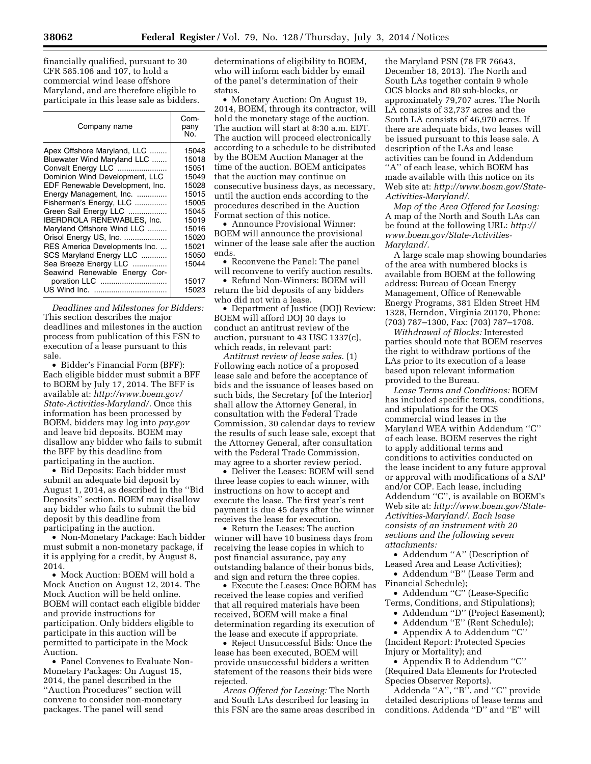financially qualified, pursuant to 30 CFR 585.106 and 107, to hold a commercial wind lease offshore Maryland, and are therefore eligible to participate in this lease sale as bidders.

| Company name | Company No. |
| --- | --- |
| Apex Offshore Maryland, LLC | 15048 |
| Bluewater Wind Maryland LLC | 15018 |
| Convalt Energy LLC | 15051 |
| Dominion Wind Development, LLC | 15049 |
| EDF Renewable Development, Inc. | 15028 |
| Energy Management, Inc. | 15015 |
| Fishermen's Energy, LLC | 15005 |
| Green Sail Energy LLC | 15045 |
| IBERDROLA RENEWABLES, Inc. | 15019 |
| Maryland Offshore Wind LLC | 15016 |
| Orisol Energy US, Inc. | 15020 |
| RES America Developments Inc. | 15021 |
| SCS Maryland Energy LLC | 15050 |
| Sea Breeze Energy LLC | 15044 |
| Seawind Renewable Energy Corporation LLC | 15017 |
| US Wind Inc. | 15023 |

*Deadlines and Milestones for Bidders:* This section describes the major deadlines and milestones in the auction process from publication of this FSN to execution of a lease pursuant to this sale.

- Bidder's Financial Form (BFF): Each eligible bidder must submit a BFF to BOEM by July 17, 2014. The BFF is available at: *http://www.boem.gov/State-Activities-Maryland/.* Once this information has been processed by BOEM, bidders may log into *pay.gov* and leave bid deposits. BOEM may disallow any bidder who fails to submit the BFF by this deadline from participating in the auction.
- Bid Deposits: Each bidder must submit an adequate bid deposit by August 1, 2014, as described in the ''Bid Deposits'' section. BOEM may disallow any bidder who fails to submit the bid deposit by this deadline from participating in the auction.
- Non-Monetary Package: Each bidder must submit a non-monetary package, if it is applying for a credit, by August 8, 2014.
- Mock Auction: BOEM will hold a Mock Auction on August 12, 2014. The Mock Auction will be held online. BOEM will contact each eligible bidder and provide instructions for participation. Only bidders eligible to participate in this auction will be permitted to participate in the Mock Auction.
- Panel Convenes to Evaluate Non-Monetary Packages: On August 15, 2014, the panel described in the ''Auction Procedures'' section will convene to consider non-monetary packages. The panel will send determinations of eligibility to BOEM, who will inform each bidder by email of the panel's determination of their status.
- Monetary Auction: On August 19, 2014, BOEM, through its contractor, will hold the monetary stage of the auction. The auction will start at 8:30 a.m. EDT. The auction will proceed electronically according to a schedule to be distributed by the BOEM Auction Manager at the time of the auction. BOEM anticipates that the auction may continue on consecutive business days, as necessary, until the auction ends according to the procedures described in the Auction Format section of this notice.
- Announce Provisional Winner: BOEM will announce the provisional winner of the lease sale after the auction ends.
- Reconvene the Panel: The panel will reconvene to verify auction results.
- Refund Non-Winners: BOEM will return the bid deposits of any bidders who did not win a lease.
- Department of Justice (DOJ) Review: BOEM will afford DOJ 30 days to conduct an antitrust review of the auction, pursuant to 43 USC 1337(c), which reads, in relevant part:

*Antitrust review of lease sales.* (1) Following each notice of a proposed lease sale and before the acceptance of bids and the issuance of leases based on such bids, the Secretary [of the Interior] shall allow the Attorney General, in consultation with the Federal Trade Commission, 30 calendar days to review the results of such lease sale, except that the Attorney General, after consultation with the Federal Trade Commission, may agree to a shorter review period.

- Deliver the Leases: BOEM will send three lease copies to each winner, with instructions on how to accept and execute the lease. The first year's rent payment is due 45 days after the winner receives the lease for execution.
- Return the Leases: The auction winner will have 10 business days from receiving the lease copies in which to post financial assurance, pay any outstanding balance of their bonus bids, and sign and return the three copies.
- Execute the Leases: Once BOEM has received the lease copies and verified that all required materials have been received, BOEM will make a final determination regarding its execution of the lease and execute if appropriate.
- Reject Unsuccessful Bids: Once the lease has been executed, BOEM will provide unsuccessful bidders a written statement of the reasons their bids were rejected.

*Areas Offered for Leasing:* The North and South LAs described for leasing in this FSN are the same areas described in the Maryland PSN (78 FR 76643, December 18, 2013). The North and South LAs together contain 9 whole OCS blocks and 80 sub-blocks, or approximately 79,707 acres. The North LA consists of 32,737 acres and the South LA consists of 46,970 acres. If there are adequate bids, two leases will be issued pursuant to this lease sale. A description of the LAs and lease activities can be found in Addendum ''A'' of each lease, which BOEM has made available with this notice on its Web site at: *http://www.boem.gov/State-Activities-Maryland/.*

*Map of the Area Offered for Leasing:* A map of the North and South LAs can be found at the following URL: *http://www.boem.gov/State-Activities-Maryland/.*

A large scale map showing boundaries of the area with numbered blocks is available from BOEM at the following address: Bureau of Ocean Energy Management, Office of Renewable Energy Programs, 381 Elden Street HM 1328, Herndon, Virginia 20170, Phone: (703) 787–1300, Fax: (703) 787–1708.

*Withdrawal of Blocks:* Interested parties should note that BOEM reserves the right to withdraw portions of the LAs prior to its execution of a lease based upon relevant information provided to the Bureau.

*Lease Terms and Conditions:* BOEM has included specific terms, conditions, and stipulations for the OCS commercial wind leases in the Maryland WEA within Addendum ''C'' of each lease. BOEM reserves the right to apply additional terms and conditions to activities conducted on the lease incident to any future approval or approval with modifications of a SAP and/or COP. Each lease, including Addendum ''C'', is available on BOEM's Web site at: *http://www.boem.gov/State-Activities-Maryland/. Each lease consists of an instrument with 20 sections and the following seven attachments:*

- Addendum ''A'' (Description of Leased Area and Lease Activities);
- Addendum ''B'' (Lease Term and Financial Schedule);
- Addendum ''C'' (Lease-Specific Terms, Conditions, and Stipulations);
- Addendum ''D'' (Project Easement);
- Addendum ''E'' (Rent Schedule);
- Appendix A to Addendum ''C'' (Incident Report: Protected Species Injury or Mortality); and
- Appendix B to Addendum ''C'' (Required Data Elements for Protected Species Observer Reports).

Addenda ''A'', ''B'', and ''C'' provide detailed descriptions of lease terms and conditions. Addenda ''D'' and ''E'' will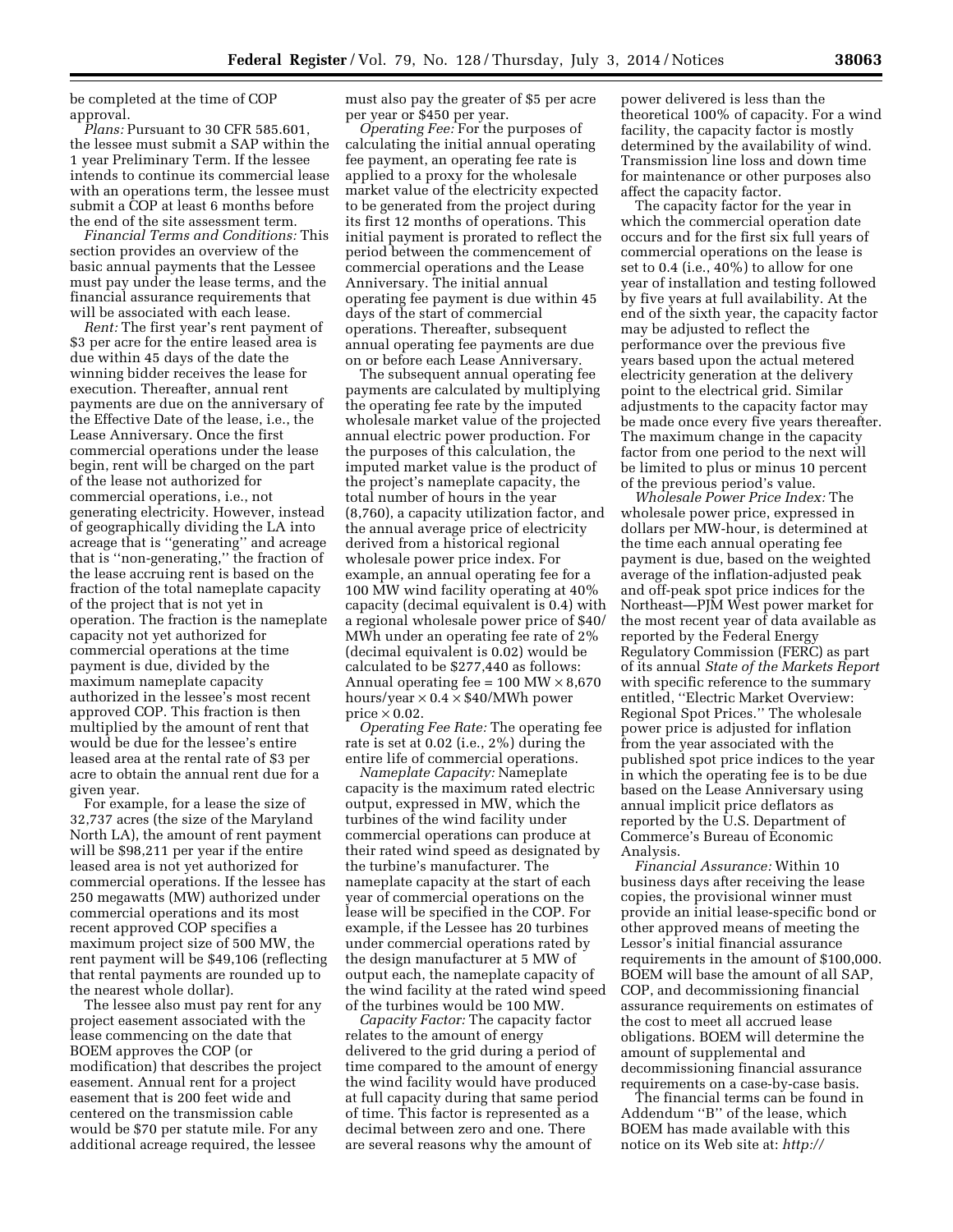be completed at the time of COP approval.

*Plans:* Pursuant to 30 CFR 585.601, the lessee must submit a SAP within the 1 year Preliminary Term. If the lessee intends to continue its commercial lease with an operations term, the lessee must submit a COP at least 6 months before the end of the site assessment term.

*Financial Terms and Conditions:* This section provides an overview of the basic annual payments that the Lessee must pay under the lease terms, and the financial assurance requirements that will be associated with each lease.

*Rent:* The first year's rent payment of $3 per acre for the entire leased area is due within 45 days of the date the winning bidder receives the lease for execution. Thereafter, annual rent payments are due on the anniversary of the Effective Date of the lease, i.e., the Lease Anniversary. Once the first commercial operations under the lease begin, rent will be charged on the part of the lease not authorized for commercial operations, i.e., not generating electricity. However, instead of geographically dividing the LA into acreage that is "generating" and acreage that is "non-generating," the fraction of the lease accruing rent is based on the fraction of the total nameplate capacity of the project that is not yet in operation. The fraction is the nameplate capacity not yet authorized for commercial operations at the time payment is due, divided by the maximum nameplate capacity authorized in the lessee's most recent approved COP. This fraction is then multiplied by the amount of rent that would be due for the lessee's entire leased area at the rental rate of $3 per acre to obtain the annual rent due for a given year.

For example, for a lease the size of 32,737 acres (the size of the Maryland North LA), the amount of rent payment will be $98,211 per year if the entire leased area is not yet authorized for commercial operations. If the lessee has 250 megawatts (MW) authorized under commercial operations and its most recent approved COP specifies a maximum project size of 500 MW, the rent payment will be $49,106 (reflecting that rental payments are rounded up to the nearest whole dollar).

The lessee also must pay rent for any project easement associated with the lease commencing on the date that BOEM approves the COP (or modification) that describes the project easement. Annual rent for a project easement that is 200 feet wide and centered on the transmission cable would be $70 per statute mile. For any additional acreage required, the lessee must also pay the greater of $5 per acre per year or $450 per year.

*Operating Fee:* For the purposes of calculating the initial annual operating fee payment, an operating fee rate is applied to a proxy for the wholesale market value of the electricity expected to be generated from the project during its first 12 months of operations. This initial payment is prorated to reflect the period between the commencement of commercial operations and the Lease Anniversary. The initial annual operating fee payment is due within 45 days of the start of commercial operations. Thereafter, subsequent annual operating fee payments are due on or before each Lease Anniversary.

The subsequent annual operating fee payments are calculated by multiplying the operating fee rate by the imputed wholesale market value of the projected annual electric power production. For the purposes of this calculation, the imputed market value is the product of the project's nameplate capacity, the total number of hours in the year (8,760), a capacity utilization factor, and the annual average price of electricity derived from a historical regional wholesale power price index. For example, an annual operating fee for a 100 MW wind facility operating at 40% capacity (decimal equivalent is 0.4) with a regional wholesale power price of $40/MWh under an operating fee rate of 2% (decimal equivalent is 0.02) would be calculated to be $277,440 as follows: Annual operating fee = 100 MW × 8,670 hours/year × 0.4 × $40/MWh power price × 0.02.

*Operating Fee Rate:* The operating fee rate is set at 0.02 (i.e., 2%) during the entire life of commercial operations.

*Nameplate Capacity:* Nameplate capacity is the maximum rated electric output, expressed in MW, which the turbines of the wind facility under commercial operations can produce at their rated wind speed as designated by the turbine's manufacturer. The nameplate capacity at the start of each year of commercial operations on the lease will be specified in the COP. For example, if the Lessee has 20 turbines under commercial operations rated by the design manufacturer at 5 MW of output each, the nameplate capacity of the wind facility at the rated wind speed of the turbines would be 100 MW.

*Capacity Factor:* The capacity factor relates to the amount of energy delivered to the grid during a period of time compared to the amount of energy the wind facility would have produced at full capacity during that same period of time. This factor is represented as a decimal between zero and one. There are several reasons why the amount of power delivered is less than the theoretical 100% of capacity. For a wind facility, the capacity factor is mostly determined by the availability of wind. Transmission line loss and down time for maintenance or other purposes also affect the capacity factor.

The capacity factor for the year in which the commercial operation date occurs and for the first six full years of commercial operations on the lease is set to 0.4 (i.e., 40%) to allow for one year of installation and testing followed by five years at full availability. At the end of the sixth year, the capacity factor may be adjusted to reflect the performance over the previous five years based upon the actual metered electricity generation at the delivery point to the electrical grid. Similar adjustments to the capacity factor may be made once every five years thereafter. The maximum change in the capacity factor from one period to the next will be limited to plus or minus 10 percent of the previous period's value.

*Wholesale Power Price Index:* The wholesale power price, expressed in dollars per MW-hour, is determined at the time each annual operating fee payment is due, based on the weighted average of the inflation-adjusted peak and off-peak spot price indices for the Northeast—PJM West power market for the most recent year of data available as reported by the Federal Energy Regulatory Commission (FERC) as part of its annual *State of the Markets Report* with specific reference to the summary entitled, "Electric Market Overview: Regional Spot Prices." The wholesale power price is adjusted for inflation from the year associated with the published spot price indices to the year in which the operating fee is to be due based on the Lease Anniversary using annual implicit price deflators as reported by the U.S. Department of Commerce's Bureau of Economic Analysis.

*Financial Assurance:* Within 10 business days after receiving the lease copies, the provisional winner must provide an initial lease-specific bond or other approved means of meeting the Lessor's initial financial assurance requirements in the amount of $100,000. BOEM will base the amount of all SAP, COP, and decommissioning financial assurance requirements on estimates of the cost to meet all accrued lease obligations. BOEM will determine the amount of supplemental and decommissioning financial assurance requirements on a case-by-case basis.

The financial terms can be found in Addendum "B" of the lease, which BOEM has made available with this notice on its Web site at: *http://*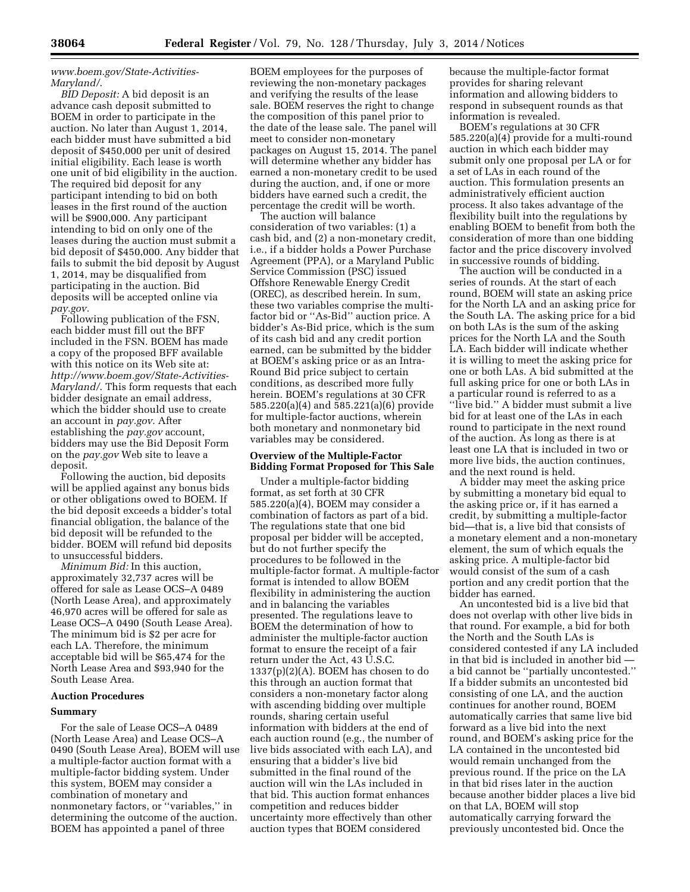*www.boem.gov/State-Activities-Maryland/.*

*BID Deposit:* A bid deposit is an advance cash deposit submitted to BOEM in order to participate in the auction. No later than August 1, 2014, each bidder must have submitted a bid deposit of $450,000 per unit of desired initial eligibility. Each lease is worth one unit of bid eligibility in the auction. The required bid deposit for any participant intending to bid on both leases in the first round of the auction will be $900,000. Any participant intending to bid on only one of the leases during the auction must submit a bid deposit of $450,000. Any bidder that fails to submit the bid deposit by August 1, 2014, may be disqualified from participating in the auction. Bid deposits will be accepted online via *pay.gov.*

Following publication of the FSN, each bidder must fill out the BFF included in the FSN. BOEM has made a copy of the proposed BFF available with this notice on its Web site at: *http://www.boem.gov/State-Activities-Maryland/.* This form requests that each bidder designate an email address, which the bidder should use to create an account in *pay.gov.* After establishing the *pay.gov* account, bidders may use the Bid Deposit Form on the *pay.gov* Web site to leave a deposit.

Following the auction, bid deposits will be applied against any bonus bids or other obligations owed to BOEM. If the bid deposit exceeds a bidder's total financial obligation, the balance of the bid deposit will be refunded to the bidder. BOEM will refund bid deposits to unsuccessful bidders.

*Minimum Bid:* In this auction, approximately 32,737 acres will be offered for sale as Lease OCS–A 0489 (North Lease Area), and approximately 46,970 acres will be offered for sale as Lease OCS–A 0490 (South Lease Area). The minimum bid is $2 per acre for each LA. Therefore, the minimum acceptable bid will be $65,474 for the North Lease Area and $93,940 for the South Lease Area.

## Auction Procedures

### Summary

For the sale of Lease OCS–A 0489 (North Lease Area) and Lease OCS–A 0490 (South Lease Area), BOEM will use a multiple-factor auction format with a multiple-factor bidding system. Under this system, BOEM may consider a combination of monetary and nonmonetary factors, or ''variables,'' in determining the outcome of the auction. BOEM has appointed a panel of three BOEM employees for the purposes of reviewing the non-monetary packages and verifying the results of the lease sale. BOEM reserves the right to change the composition of this panel prior to the date of the lease sale. The panel will meet to consider non-monetary packages on August 15, 2014. The panel will determine whether any bidder has earned a non-monetary credit to be used during the auction, and, if one or more bidders have earned such a credit, the percentage the credit will be worth.

The auction will balance consideration of two variables: (1) a cash bid, and (2) a non-monetary credit, i.e., if a bidder holds a Power Purchase Agreement (PPA), or a Maryland Public Service Commission (PSC) issued Offshore Renewable Energy Credit (OREC), as described herein. In sum, these two variables comprise the multi-factor bid or ''As-Bid'' auction price. A bidder's As-Bid price, which is the sum of its cash bid and any credit portion earned, can be submitted by the bidder at BOEM's asking price or as an Intra-Round Bid price subject to certain conditions, as described more fully herein. BOEM's regulations at 30 CFR 585.220(a)(4) and 585.221(a)(6) provide for multiple-factor auctions, wherein both monetary and nonmonetary bid variables may be considered.

### Overview of the Multiple-Factor Bidding Format Proposed for This Sale

Under a multiple-factor bidding format, as set forth at 30 CFR 585.220(a)(4), BOEM may consider a combination of factors as part of a bid. The regulations state that one bid proposal per bidder will be accepted, but do not further specify the procedures to be followed in the multiple-factor format. A multiple-factor format is intended to allow BOEM flexibility in administering the auction and in balancing the variables presented. The regulations leave to BOEM the determination of how to administer the multiple-factor auction format to ensure the receipt of a fair return under the Act, 43 U.S.C. 1337(p)(2)(A). BOEM has chosen to do this through an auction format that considers a non-monetary factor along with ascending bidding over multiple rounds, sharing certain useful information with bidders at the end of each auction round (e.g., the number of live bids associated with each LA), and ensuring that a bidder's live bid submitted in the final round of the auction will win the LAs included in that bid. This auction format enhances competition and reduces bidder uncertainty more effectively than other auction types that BOEM considered because the multiple-factor format provides for sharing relevant information and allowing bidders to respond in subsequent rounds as that information is revealed.

BOEM's regulations at 30 CFR 585.220(a)(4) provide for a multi-round auction in which each bidder may submit only one proposal per LA or for a set of LAs in each round of the auction. This formulation presents an administratively efficient auction process. It also takes advantage of the flexibility built into the regulations by enabling BOEM to benefit from both the consideration of more than one bidding factor and the price discovery involved in successive rounds of bidding.

The auction will be conducted in a series of rounds. At the start of each round, BOEM will state an asking price for the North LA and an asking price for the South LA. The asking price for a bid on both LAs is the sum of the asking prices for the North LA and the South LA. Each bidder will indicate whether it is willing to meet the asking price for one or both LAs. A bid submitted at the full asking price for one or both LAs in a particular round is referred to as a ''live bid.'' A bidder must submit a live bid for at least one of the LAs in each round to participate in the next round of the auction. As long as there is at least one LA that is included in two or more live bids, the auction continues, and the next round is held.

A bidder may meet the asking price by submitting a monetary bid equal to the asking price or, if it has earned a credit, by submitting a multiple-factor bid—that is, a live bid that consists of a monetary element and a non-monetary element, the sum of which equals the asking price. A multiple-factor bid would consist of the sum of a cash portion and any credit portion that the bidder has earned.

An uncontested bid is a live bid that does not overlap with other live bids in that round. For example, a bid for both the North and the South LAs is considered contested if any LA included in that bid is included in another bid — a bid cannot be ''partially uncontested.'' If a bidder submits an uncontested bid consisting of one LA, and the auction continues for another round, BOEM automatically carries that same live bid forward as a live bid into the next round, and BOEM's asking price for the LA contained in the uncontested bid would remain unchanged from the previous round. If the price on the LA in that bid rises later in the auction because another bidder places a live bid on that LA, BOEM will stop automatically carrying forward the previously uncontested bid. Once the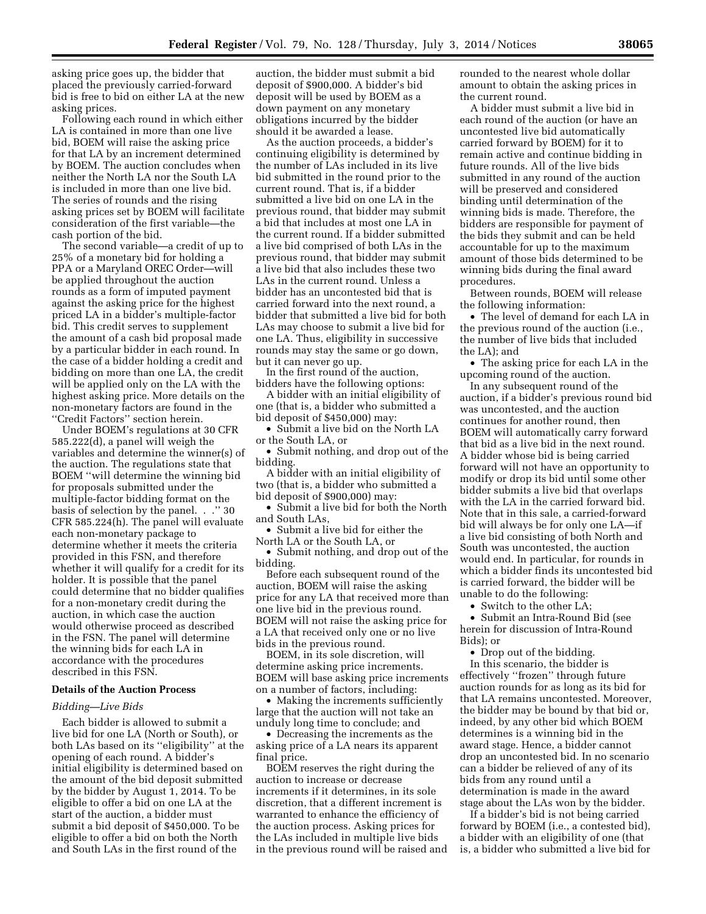asking price goes up, the bidder that placed the previously carried-forward bid is free to bid on either LA at the new asking prices.

Following each round in which either LA is contained in more than one live bid, BOEM will raise the asking price for that LA by an increment determined by BOEM. The auction concludes when neither the North LA nor the South LA is included in more than one live bid. The series of rounds and the rising asking prices set by BOEM will facilitate consideration of the first variable—the cash portion of the bid.

The second variable—a credit of up to 25% of a monetary bid for holding a PPA or a Maryland OREC Order—will be applied throughout the auction rounds as a form of imputed payment against the asking price for the highest priced LA in a bidder's multiple-factor bid. This credit serves to supplement the amount of a cash bid proposal made by a particular bidder in each round. In the case of a bidder holding a credit and bidding on more than one LA, the credit will be applied only on the LA with the highest asking price. More details on the non-monetary factors are found in the ''Credit Factors'' section herein.

Under BOEM's regulations at 30 CFR 585.222(d), a panel will weigh the variables and determine the winner(s) of the auction. The regulations state that BOEM ''will determine the winning bid for proposals submitted under the multiple-factor bidding format on the basis of selection by the panel. . .'' 30 CFR 585.224(h). The panel will evaluate each non-monetary package to determine whether it meets the criteria provided in this FSN, and therefore whether it will qualify for a credit for its holder. It is possible that the panel could determine that no bidder qualifies for a non-monetary credit during the auction, in which case the auction would otherwise proceed as described in the FSN. The panel will determine the winning bids for each LA in accordance with the procedures described in this FSN.

**Details of the Auction Process**

*Bidding—Live Bids*

Each bidder is allowed to submit a live bid for one LA (North or South), or both LAs based on its ''eligibility'' at the opening of each round. A bidder's initial eligibility is determined based on the amount of the bid deposit submitted by the bidder by August 1, 2014. To be eligible to offer a bid on one LA at the start of the auction, a bidder must submit a bid deposit of $450,000. To be eligible to offer a bid on both the North and South LAs in the first round of the auction, the bidder must submit a bid deposit of $900,000. A bidder's bid deposit will be used by BOEM as a down payment on any monetary obligations incurred by the bidder should it be awarded a lease.

As the auction proceeds, a bidder's continuing eligibility is determined by the number of LAs included in its live bid submitted in the round prior to the current round. That is, if a bidder submitted a live bid on one LA in the previous round, that bidder may submit a bid that includes at most one LA in the current round. If a bidder submitted a live bid comprised of both LAs in the previous round, that bidder may submit a live bid that also includes these two LAs in the current round. Unless a bidder has an uncontested bid that is carried forward into the next round, a bidder that submitted a live bid for both LAs may choose to submit a live bid for one LA. Thus, eligibility in successive rounds may stay the same or go down, but it can never go up.

In the first round of the auction, bidders have the following options:

A bidder with an initial eligibility of one (that is, a bidder who submitted a bid deposit of $450,000) may:

- Submit a live bid on the North LA or the South LA, or
- Submit nothing, and drop out of the bidding.

A bidder with an initial eligibility of two (that is, a bidder who submitted a bid deposit of $900,000) may:

- Submit a live bid for both the North and South LAs,
- Submit a live bid for either the North LA or the South LA, or
- Submit nothing, and drop out of the bidding.

Before each subsequent round of the auction, BOEM will raise the asking price for any LA that received more than one live bid in the previous round. BOEM will not raise the asking price for a LA that received only one or no live bids in the previous round.

BOEM, in its sole discretion, will determine asking price increments. BOEM will base asking price increments on a number of factors, including:

- Making the increments sufficiently large that the auction will not take an unduly long time to conclude; and
- Decreasing the increments as the asking price of a LA nears its apparent final price.

BOEM reserves the right during the auction to increase or decrease increments if it determines, in its sole discretion, that a different increment is warranted to enhance the efficiency of the auction process. Asking prices for the LAs included in multiple live bids in the previous round will be raised and rounded to the nearest whole dollar amount to obtain the asking prices in the current round.

A bidder must submit a live bid in each round of the auction (or have an uncontested live bid automatically carried forward by BOEM) for it to remain active and continue bidding in future rounds. All of the live bids submitted in any round of the auction will be preserved and considered binding until determination of the winning bids is made. Therefore, the bidders are responsible for payment of the bids they submit and can be held accountable for up to the maximum amount of those bids determined to be winning bids during the final award procedures.

Between rounds, BOEM will release the following information:

- The level of demand for each LA in the previous round of the auction (i.e., the number of live bids that included the LA); and
- The asking price for each LA in the upcoming round of the auction.

In any subsequent round of the auction, if a bidder's previous round bid was uncontested, and the auction continues for another round, then BOEM will automatically carry forward that bid as a live bid in the next round. A bidder whose bid is being carried forward will not have an opportunity to modify or drop its bid until some other bidder submits a live bid that overlaps with the LA in the carried forward bid. Note that in this sale, a carried-forward bid will always be for only one LA—if a live bid consisting of both North and South was uncontested, the auction would end. In particular, for rounds in which a bidder finds its uncontested bid is carried forward, the bidder will be unable to do the following:

- Switch to the other LA;
- Submit an Intra-Round Bid (see herein for discussion of Intra-Round Bids); or
- Drop out of the bidding.

In this scenario, the bidder is effectively ''frozen'' through future auction rounds for as long as its bid for that LA remains uncontested. Moreover, the bidder may be bound by that bid or, indeed, by any other bid which BOEM determines is a winning bid in the award stage. Hence, a bidder cannot drop an uncontested bid. In no scenario can a bidder be relieved of any of its bids from any round until a determination is made in the award stage about the LAs won by the bidder.

If a bidder's bid is not being carried forward by BOEM (i.e., a contested bid), a bidder with an eligibility of one (that is, a bidder who submitted a live bid for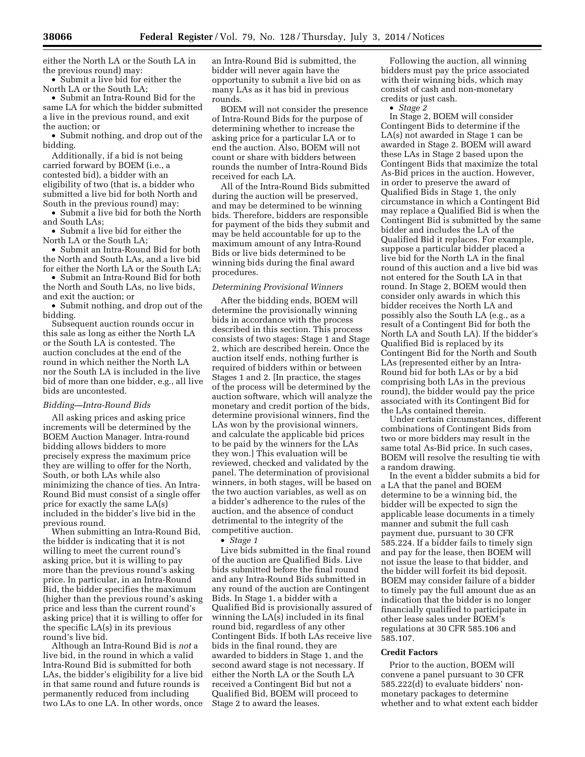either the North LA or the South LA in the previous round) may:

- Submit a live bid for either the North LA or the South LA;
- Submit an Intra-Round Bid for the same LA for which the bidder submitted a live in the previous round, and exit the auction; or
- Submit nothing, and drop out of the bidding.

Additionally, if a bid is not being carried forward by BOEM (i.e., a contested bid), a bidder with an eligibility of two (that is, a bidder who submitted a live bid for both North and South in the previous round) may:

- Submit a live bid for both the North and South LAs;
- Submit a live bid for either the North LA or the South LA;
- Submit an Intra-Round Bid for both the North and South LAs, and a live bid for either the North LA or the South LA;
- Submit an Intra-Round Bid for both the North and South LAs, no live bids, and exit the auction; or
- Submit nothing, and drop out of the bidding.

Subsequent auction rounds occur in this sale as long as either the North LA or the South LA is contested. The auction concludes at the end of the round in which neither the North LA nor the South LA is included in the live bid of more than one bidder, e.g., all live bids are uncontested.

*Bidding—Intra-Round Bids*

All asking prices and asking price increments will be determined by the BOEM Auction Manager. Intra-round bidding allows bidders to more precisely express the maximum price they are willing to offer for the North, South, or both LAs while also minimizing the chance of ties. An Intra-Round Bid must consist of a single offer price for exactly the same LA(s) included in the bidder's live bid in the previous round.

When submitting an Intra-Round Bid, the bidder is indicating that it is not willing to meet the current round's asking price, but it is willing to pay more than the previous round's asking price. In particular, in an Intra-Round Bid, the bidder specifies the maximum (higher than the previous round's asking price and less than the current round's asking price) that it is willing to offer for the specific LA(s) in its previous round's live bid.

Although an Intra-Round Bid is *not* a live bid, in the round in which a valid Intra-Round Bid is submitted for both LAs, the bidder's eligibility for a live bid in that same round and future rounds is permanently reduced from including two LAs to one LA. In other words, once an Intra-Round Bid is submitted, the bidder will never again have the opportunity to submit a live bid on as many LAs as it has bid in previous rounds.

BOEM will not consider the presence of Intra-Round Bids for the purpose of determining whether to increase the asking price for a particular LA or to end the auction. Also, BOEM will not count or share with bidders between rounds the number of Intra-Round Bids received for each LA.

All of the Intra-Round Bids submitted during the auction will be preserved, and may be determined to be winning bids. Therefore, bidders are responsible for payment of the bids they submit and may be held accountable for up to the maximum amount of any Intra-Round Bids or live bids determined to be winning bids during the final award procedures.

*Determining Provisional Winners*

After the bidding ends, BOEM will determine the provisionally winning bids in accordance with the process described in this section. This process consists of two stages: Stage 1 and Stage 2, which are described herein. Once the auction itself ends, nothing further is required of bidders within or between Stages 1 and 2. [In practice, the stages of the process will be determined by the auction software, which will analyze the monetary and credit portion of the bids, determine provisional winners, find the LAs won by the provisional winners, and calculate the applicable bid prices to be paid by the winners for the LAs they won.] This evaluation will be reviewed, checked and validated by the panel. The determination of provisional winners, in both stages, will be based on the two auction variables, as well as on a bidder's adherence to the rules of the auction, and the absence of conduct detrimental to the integrity of the competitive auction.

- *Stage 1*

Live bids submitted in the final round of the auction are Qualified Bids. Live bids submitted before the final round and any Intra-Round Bids submitted in any round of the auction are Contingent Bids. In Stage 1, a bidder with a Qualified Bid is provisionally assured of winning the LA(s) included in its final round bid, regardless of any other Contingent Bids. If both LAs receive live bids in the final round, they are awarded to bidders in Stage 1, and the second award stage is not necessary. If either the North LA or the South LA received a Contingent Bid but not a Qualified Bid, BOEM will proceed to Stage 2 to award the leases.

Following the auction, all winning bidders must pay the price associated with their winning bids, which may consist of cash and non-monetary credits or just cash.

- *Stage 2*

In Stage 2, BOEM will consider Contingent Bids to determine if the LA(s) not awarded in Stage 1 can be awarded in Stage 2. BOEM will award these LAs in Stage 2 based upon the Contingent Bids that maximize the total As-Bid prices in the auction. However, in order to preserve the award of Qualified Bids in Stage 1, the only circumstance in which a Contingent Bid may replace a Qualified Bid is when the Contingent Bid is submitted by the same bidder and includes the LA of the Qualified Bid it replaces. For example, suppose a particular bidder placed a live bid for the North LA in the final round of this auction and a live bid was not entered for the South LA in that round. In Stage 2, BOEM would then consider only awards in which this bidder receives the North LA and possibly also the South LA (e.g., as a result of a Contingent Bid for both the North LA and South LA). If the bidder's Qualified Bid is replaced by its Contingent Bid for the North and South LAs (represented either by an Intra-Round bid for both LAs or by a bid comprising both LAs in the previous round), the bidder would pay the price associated with its Contingent Bid for the LAs contained therein.

Under certain circumstances, different combinations of Contingent Bids from two or more bidders may result in the same total As-Bid price. In such cases, BOEM will resolve the resulting tie with a random drawing.

In the event a bidder submits a bid for a LA that the panel and BOEM determine to be a winning bid, the bidder will be expected to sign the applicable lease documents in a timely manner and submit the full cash payment due, pursuant to 30 CFR 585.224. If a bidder fails to timely sign and pay for the lease, then BOEM will not issue the lease to that bidder, and the bidder will forfeit its bid deposit. BOEM may consider failure of a bidder to timely pay the full amount due as an indication that the bidder is no longer financially qualified to participate in other lease sales under BOEM's regulations at 30 CFR 585.106 and 585.107.

**Credit Factors**

Prior to the auction, BOEM will convene a panel pursuant to 30 CFR 585.222(d) to evaluate bidders' non-monetary packages to determine whether and to what extent each bidder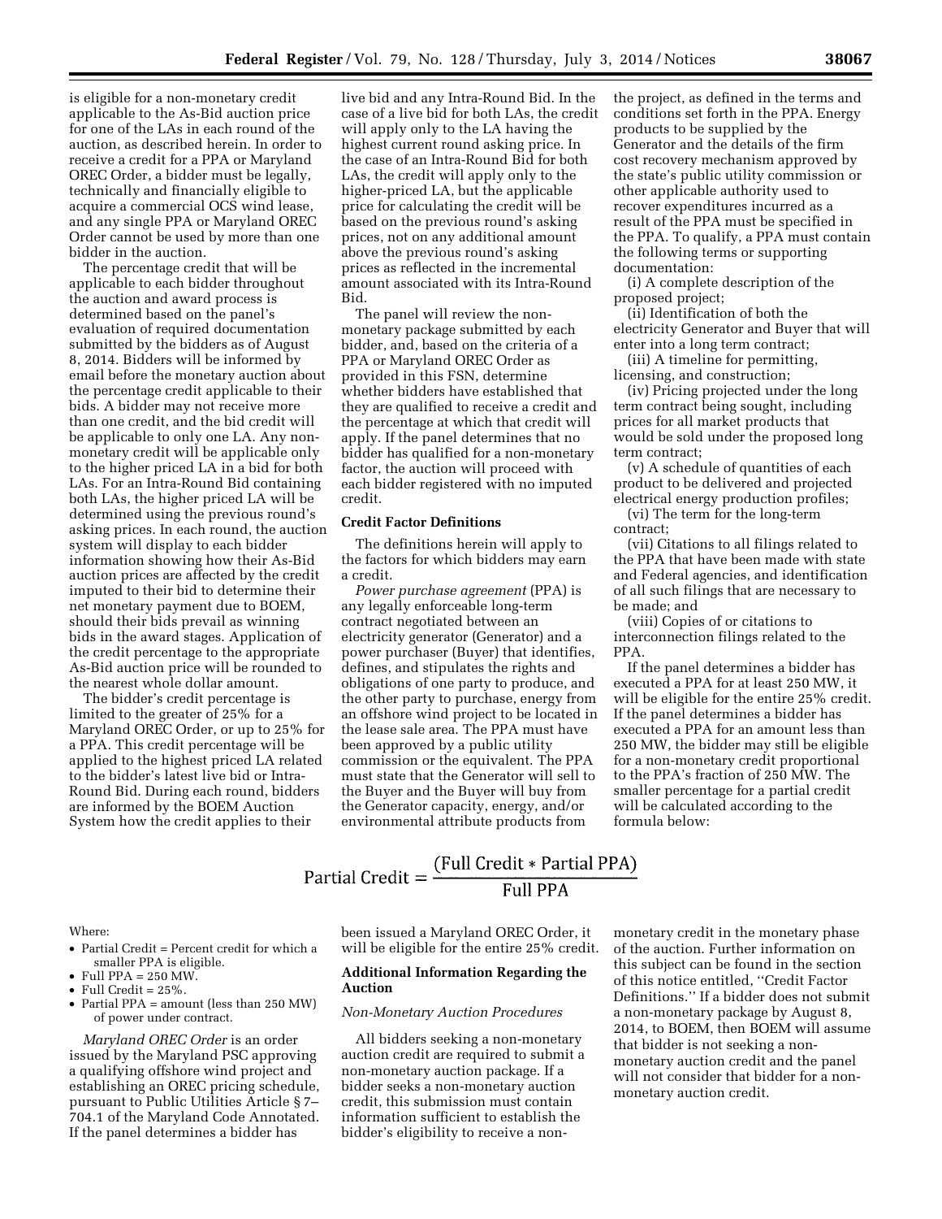is eligible for a non-monetary credit applicable to the As-Bid auction price for one of the LAs in each round of the auction, as described herein. In order to receive a credit for a PPA or Maryland OREC Order, a bidder must be legally, technically and financially eligible to acquire a commercial OCS wind lease, and any single PPA or Maryland OREC Order cannot be used by more than one bidder in the auction.

The percentage credit that will be applicable to each bidder throughout the auction and award process is determined based on the panel's evaluation of required documentation submitted by the bidders as of August 8, 2014. Bidders will be informed by email before the monetary auction about the percentage credit applicable to their bids. A bidder may not receive more than one credit, and the bid credit will be applicable to only one LA. Any non-monetary credit will be applicable only to the higher priced LA in a bid for both LAs. For an Intra-Round Bid containing both LAs, the higher priced LA will be determined using the previous round's asking prices. In each round, the auction system will display to each bidder information showing how their As-Bid auction prices are affected by the credit imputed to their bid to determine their net monetary payment due to BOEM, should their bids prevail as winning bids in the award stages. Application of the credit percentage to the appropriate As-Bid auction price will be rounded to the nearest whole dollar amount.

The bidder's credit percentage is limited to the greater of 25% for a Maryland OREC Order, or up to 25% for a PPA. This credit percentage will be applied to the highest priced LA related to the bidder's latest live bid or Intra-Round Bid. During each round, bidders are informed by the BOEM Auction System how the credit applies to their live bid and any Intra-Round Bid. In the case of a live bid for both LAs, the credit will apply only to the LA having the highest current round asking price. In the case of an Intra-Round Bid for both LAs, the credit will apply only to the higher-priced LA, but the applicable price for calculating the credit will be based on the previous round's asking prices, not on any additional amount above the previous round's asking prices as reflected in the incremental amount associated with its Intra-Round Bid.

The panel will review the non-monetary package submitted by each bidder, and, based on the criteria of a PPA or Maryland OREC Order as provided in this FSN, determine whether bidders have established that they are qualified to receive a credit and the percentage at which that credit will apply. If the panel determines that no bidder has qualified for a non-monetary factor, the auction will proceed with each bidder registered with no imputed credit.

**Credit Factor Definitions**

The definitions herein will apply to the factors for which bidders may earn a credit.

*Power purchase agreement* (PPA) is any legally enforceable long-term contract negotiated between an electricity generator (Generator) and a power purchaser (Buyer) that identifies, defines, and stipulates the rights and obligations of one party to produce, and the other party to purchase, energy from an offshore wind project to be located in the lease sale area. The PPA must have been approved by a public utility commission or the equivalent. The PPA must state that the Generator will sell to the Buyer and the Buyer will buy from the Generator capacity, energy, and/or environmental attribute products from the project, as defined in the terms and conditions set forth in the PPA. Energy products to be supplied by the Generator and the details of the firm cost recovery mechanism approved by the state's public utility commission or other applicable authority used to recover expenditures incurred as a result of the PPA must be specified in the PPA. To qualify, a PPA must contain the following terms or supporting documentation:

(i) A complete description of the proposed project;

(ii) Identification of both the electricity Generator and Buyer that will enter into a long term contract;

(iii) A timeline for permitting, licensing, and construction;

(iv) Pricing projected under the long term contract being sought, including prices for all market products that would be sold under the proposed long term contract;

(v) A schedule of quantities of each product to be delivered and projected electrical energy production profiles;

(vi) The term for the long-term contract;

(vii) Citations to all filings related to the PPA that have been made with state and Federal agencies, and identification of all such filings that are necessary to be made; and

(viii) Copies of or citations to interconnection filings related to the PPA.

If the panel determines a bidder has executed a PPA for at least 250 MW, it will be eligible for the entire 25% credit. If the panel determines a bidder has executed a PPA for an amount less than 250 MW, the bidder may still be eligible for a non-monetary credit proportional to the PPA's fraction of 250 MW. The smaller percentage for a partial credit will be calculated according to the formula below:

$$\text{Partial Credit} = \frac{(\text{Full Credit} * \text{Partial PPA})}{\text{Full PPA}}$$

Where:

- Partial Credit = Percent credit for which a smaller PPA is eligible.
- Full PPA = 250 MW.
- Full Credit = 25%.
- Partial PPA = amount (less than 250 MW) of power under contract.

*Maryland OREC Order* is an order issued by the Maryland PSC approving a qualifying offshore wind project and establishing an OREC pricing schedule, pursuant to Public Utilities Article § 7–704.1 of the Maryland Code Annotated. If the panel determines a bidder has been issued a Maryland OREC Order, it will be eligible for the entire 25% credit.

**Additional Information Regarding the Auction**

*Non-Monetary Auction Procedures*

All bidders seeking a non-monetary auction credit are required to submit a non-monetary auction package. If a bidder seeks a non-monetary auction credit, this submission must contain information sufficient to establish the bidder's eligibility to receive a non-monetary credit in the monetary phase of the auction. Further information on this subject can be found in the section of this notice entitled, "Credit Factor Definitions." If a bidder does not submit a non-monetary package by August 8, 2014, to BOEM, then BOEM will assume that bidder is not seeking a non-monetary auction credit and the panel will not consider that bidder for a non-monetary auction credit.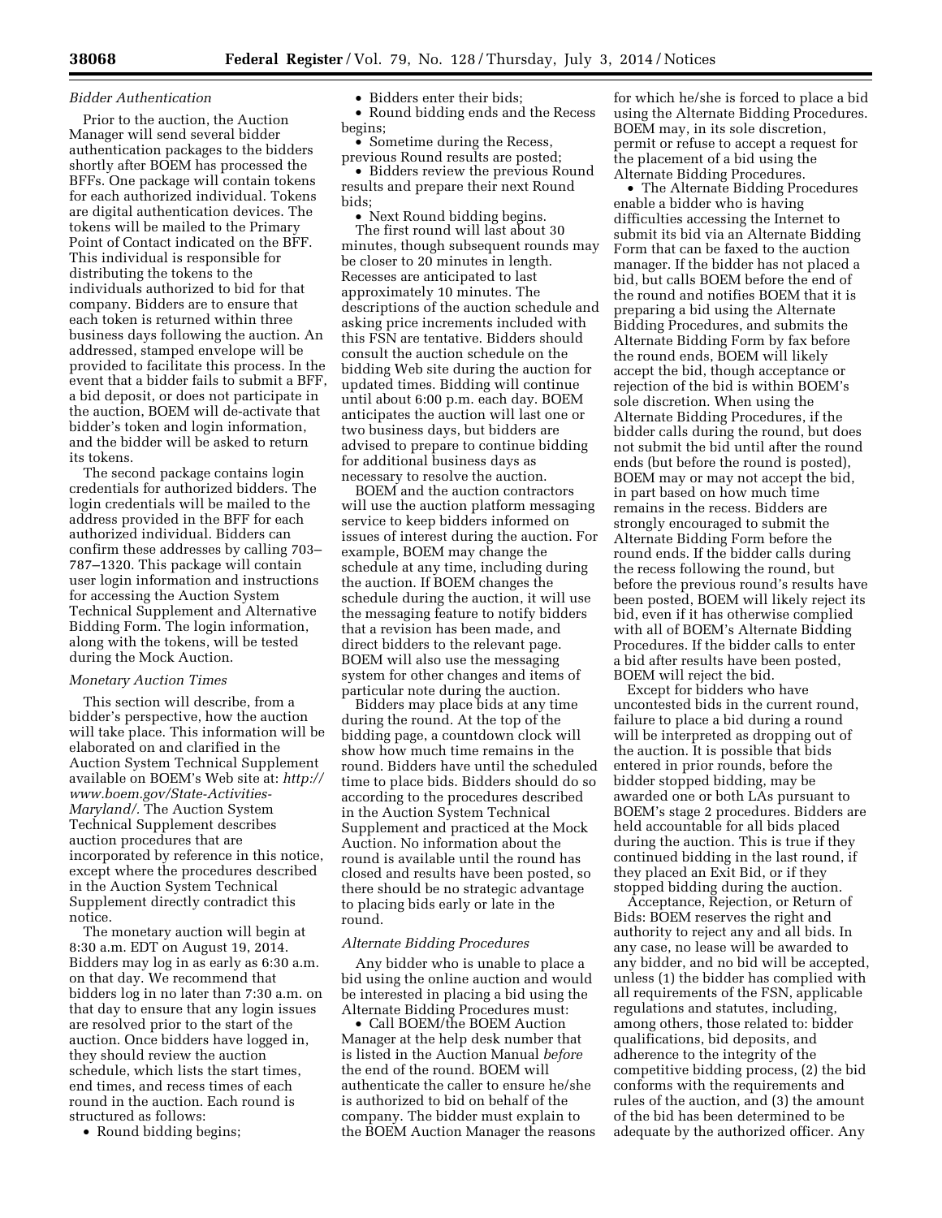### *Bidder Authentication*

Prior to the auction, the Auction Manager will send several bidder authentication packages to the bidders shortly after BOEM has processed the BFFs. One package will contain tokens for each authorized individual. Tokens are digital authentication devices. The tokens will be mailed to the Primary Point of Contact indicated on the BFF. This individual is responsible for distributing the tokens to the individuals authorized to bid for that company. Bidders are to ensure that each token is returned within three business days following the auction. An addressed, stamped envelope will be provided to facilitate this process. In the event that a bidder fails to submit a BFF, a bid deposit, or does not participate in the auction, BOEM will de-activate that bidder's token and login information, and the bidder will be asked to return its tokens.

The second package contains login credentials for authorized bidders. The login credentials will be mailed to the address provided in the BFF for each authorized individual. Bidders can confirm these addresses by calling 703–787–1320. This package will contain user login information and instructions for accessing the Auction System Technical Supplement and Alternative Bidding Form. The login information, along with the tokens, will be tested during the Mock Auction.

### *Monetary Auction Times*

This section will describe, from a bidder's perspective, how the auction will take place. This information will be elaborated on and clarified in the Auction System Technical Supplement available on BOEM's Web site at: *http://www.boem.gov/State-Activities-Maryland/.* The Auction System Technical Supplement describes auction procedures that are incorporated by reference in this notice, except where the procedures described in the Auction System Technical Supplement directly contradict this notice.

The monetary auction will begin at 8:30 a.m. EDT on August 19, 2014. Bidders may log in as early as 6:30 a.m. on that day. We recommend that bidders log in no later than 7:30 a.m. on that day to ensure that any login issues are resolved prior to the start of the auction. Once bidders have logged in, they should review the auction schedule, which lists the start times, end times, and recess times of each round in the auction. Each round is structured as follows:

- Round bidding begins;
- Bidders enter their bids;
- Round bidding ends and the Recess begins;
- Sometime during the Recess, previous Round results are posted;
- Bidders review the previous Round results and prepare their next Round bids;
- Next Round bidding begins.

The first round will last about 30 minutes, though subsequent rounds may be closer to 20 minutes in length. Recesses are anticipated to last approximately 10 minutes. The descriptions of the auction schedule and asking price increments included with this FSN are tentative. Bidders should consult the auction schedule on the bidding Web site during the auction for updated times. Bidding will continue until about 6:00 p.m. each day. BOEM anticipates the auction will last one or two business days, but bidders are advised to prepare to continue bidding for additional business days as necessary to resolve the auction.

BOEM and the auction contractors will use the auction platform messaging service to keep bidders informed on issues of interest during the auction. For example, BOEM may change the schedule at any time, including during the auction. If BOEM changes the schedule during the auction, it will use the messaging feature to notify bidders that a revision has been made, and direct bidders to the relevant page. BOEM will also use the messaging system for other changes and items of particular note during the auction.

Bidders may place bids at any time during the round. At the top of the bidding page, a countdown clock will show how much time remains in the round. Bidders have until the scheduled time to place bids. Bidders should do so according to the procedures described in the Auction System Technical Supplement and practiced at the Mock Auction. No information about the round is available until the round has closed and results have been posted, so there should be no strategic advantage to placing bids early or late in the round.

### *Alternate Bidding Procedures*

Any bidder who is unable to place a bid using the online auction and would be interested in placing a bid using the Alternate Bidding Procedures must:

- Call BOEM/the BOEM Auction Manager at the help desk number that is listed in the Auction Manual *before* the end of the round. BOEM will authenticate the caller to ensure he/she is authorized to bid on behalf of the company. The bidder must explain to the BOEM Auction Manager the reasons for which he/she is forced to place a bid using the Alternate Bidding Procedures. BOEM may, in its sole discretion, permit or refuse to accept a request for the placement of a bid using the Alternate Bidding Procedures.
- The Alternate Bidding Procedures enable a bidder who is having difficulties accessing the Internet to submit its bid via an Alternate Bidding Form that can be faxed to the auction manager. If the bidder has not placed a bid, but calls BOEM before the end of the round and notifies BOEM that it is preparing a bid using the Alternate Bidding Procedures, and submits the Alternate Bidding Form by fax before the round ends, BOEM will likely accept the bid, though acceptance or rejection of the bid is within BOEM's sole discretion. When using the Alternate Bidding Procedures, if the bidder calls during the round, but does not submit the bid until after the round ends (but before the round is posted), BOEM may or may not accept the bid, in part based on how much time remains in the recess. Bidders are strongly encouraged to submit the Alternate Bidding Form before the round ends. If the bidder calls during the recess following the round, but before the previous round's results have been posted, BOEM will likely reject its bid, even if it has otherwise complied with all of BOEM's Alternate Bidding Procedures. If the bidder calls to enter a bid after results have been posted, BOEM will reject the bid.

Except for bidders who have uncontested bids in the current round, failure to place a bid during a round will be interpreted as dropping out of the auction. It is possible that bids entered in prior rounds, before the bidder stopped bidding, may be awarded one or both LAs pursuant to BOEM's stage 2 procedures. Bidders are held accountable for all bids placed during the auction. This is true if they continued bidding in the last round, if they placed an Exit Bid, or if they stopped bidding during the auction.

Acceptance, Rejection, or Return of Bids: BOEM reserves the right and authority to reject any and all bids. In any case, no lease will be awarded to any bidder, and no bid will be accepted, unless (1) the bidder has complied with all requirements of the FSN, applicable regulations and statutes, including, among others, those related to: bidder qualifications, bid deposits, and adherence to the integrity of the competitive bidding process, (2) the bid conforms with the requirements and rules of the auction, and (3) the amount of the bid has been determined to be adequate by the authorized officer. Any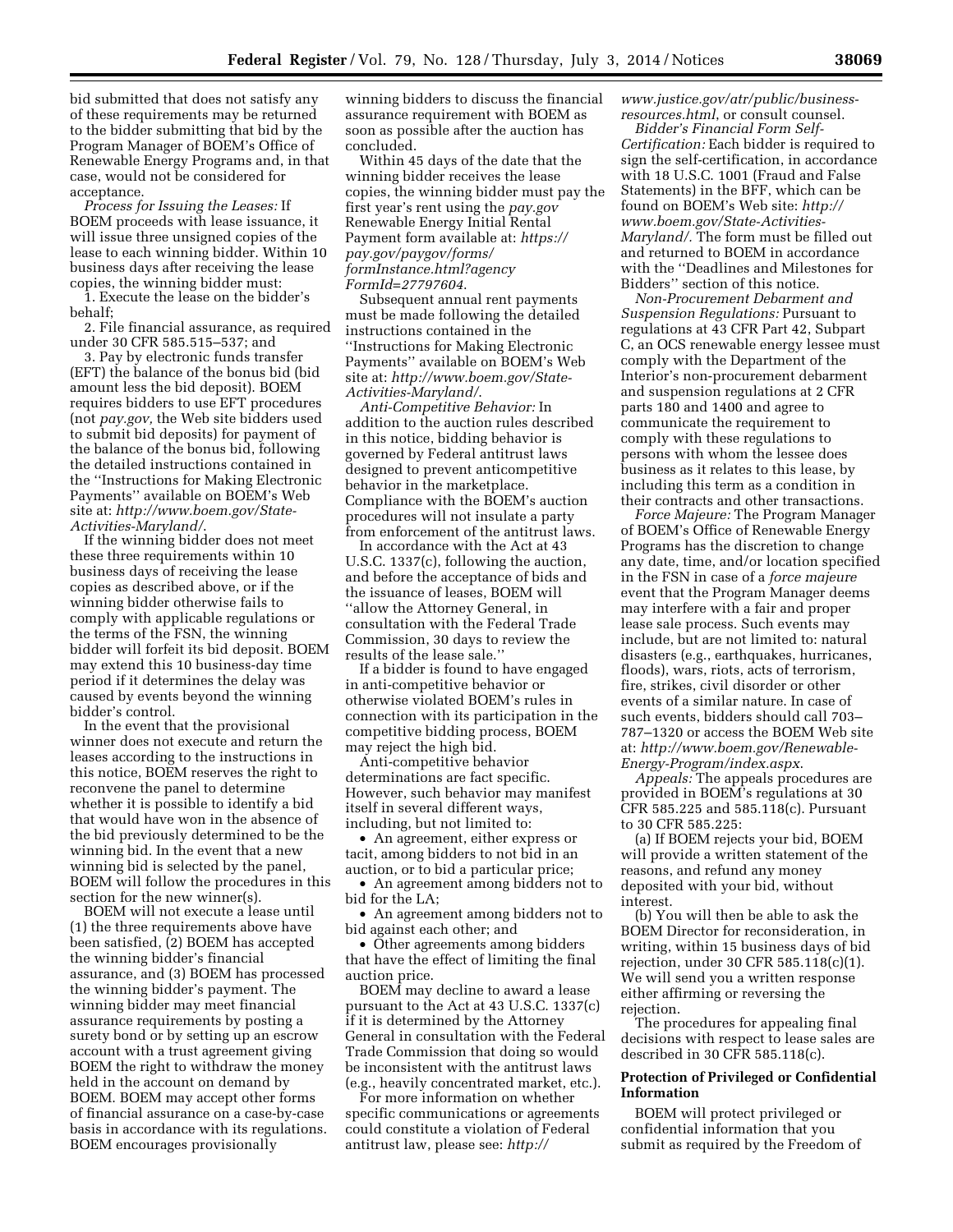bid submitted that does not satisfy any of these requirements may be returned to the bidder submitting that bid by the Program Manager of BOEM's Office of Renewable Energy Programs and, in that case, would not be considered for acceptance.

*Process for Issuing the Leases:* If BOEM proceeds with lease issuance, it will issue three unsigned copies of the lease to each winning bidder. Within 10 business days after receiving the lease copies, the winning bidder must:

1. Execute the lease on the bidder's behalf;
2. File financial assurance, as required under 30 CFR 585.515–537; and
3. Pay by electronic funds transfer (EFT) the balance of the bonus bid (bid amount less the bid deposit). BOEM requires bidders to use EFT procedures (not *pay.gov,* the Web site bidders used to submit bid deposits) for payment of the balance of the bonus bid, following the detailed instructions contained in the ''Instructions for Making Electronic Payments'' available on BOEM's Web site at: *http://www.boem.gov/State-Activities-Maryland/.*

If the winning bidder does not meet these three requirements within 10 business days of receiving the lease copies as described above, or if the winning bidder otherwise fails to comply with applicable regulations or the terms of the FSN, the winning bidder will forfeit its bid deposit. BOEM may extend this 10 business-day time period if it determines the delay was caused by events beyond the winning bidder's control.

In the event that the provisional winner does not execute and return the leases according to the instructions in this notice, BOEM reserves the right to reconvene the panel to determine whether it is possible to identify a bid that would have won in the absence of the bid previously determined to be the winning bid. In the event that a new winning bid is selected by the panel, BOEM will follow the procedures in this section for the new winner(s).

BOEM will not execute a lease until (1) the three requirements above have been satisfied, (2) BOEM has accepted the winning bidder's financial assurance, and (3) BOEM has processed the winning bidder's payment. The winning bidder may meet financial assurance requirements by posting a surety bond or by setting up an escrow account with a trust agreement giving BOEM the right to withdraw the money held in the account on demand by BOEM. BOEM may accept other forms of financial assurance on a case-by-case basis in accordance with its regulations. BOEM encourages provisionally winning bidders to discuss the financial assurance requirement with BOEM as soon as possible after the auction has concluded.

Within 45 days of the date that the winning bidder receives the lease copies, the winning bidder must pay the first year's rent using the *pay.gov* Renewable Energy Initial Rental Payment form available at: *https://pay.gov/paygov/forms/formInstance.html?agencyFormId=27797604.*

Subsequent annual rent payments must be made following the detailed instructions contained in the ''Instructions for Making Electronic Payments'' available on BOEM's Web site at: *http://www.boem.gov/State-Activities-Maryland/.*

*Anti-Competitive Behavior:* In addition to the auction rules described in this notice, bidding behavior is governed by Federal antitrust laws designed to prevent anticompetitive behavior in the marketplace. Compliance with the BOEM's auction procedures will not insulate a party from enforcement of the antitrust laws.

In accordance with the Act at 43 U.S.C. 1337(c), following the auction, and before the acceptance of bids and the issuance of leases, BOEM will ''allow the Attorney General, in consultation with the Federal Trade Commission, 30 days to review the results of the lease sale.''

If a bidder is found to have engaged in anti-competitive behavior or otherwise violated BOEM's rules in connection with its participation in the competitive bidding process, BOEM may reject the high bid.

Anti-competitive behavior determinations are fact specific. However, such behavior may manifest itself in several different ways, including, but not limited to:

- An agreement, either express or tacit, among bidders to not bid in an auction, or to bid a particular price;
- An agreement among bidders not to bid for the LA;
- An agreement among bidders not to bid against each other; and
- Other agreements among bidders that have the effect of limiting the final auction price.

BOEM may decline to award a lease pursuant to the Act at 43 U.S.C. 1337(c) if it is determined by the Attorney General in consultation with the Federal Trade Commission that doing so would be inconsistent with the antitrust laws (e.g., heavily concentrated market, etc.).

For more information on whether specific communications or agreements could constitute a violation of Federal antitrust law, please see: *http://www.justice.gov/atr/public/business-resources.html,* or consult counsel.

*Bidder's Financial Form Self-Certification:* Each bidder is required to sign the self-certification, in accordance with 18 U.S.C. 1001 (Fraud and False Statements) in the BFF, which can be found on BOEM's Web site: *http://www.boem.gov/State-Activities-Maryland/.* The form must be filled out and returned to BOEM in accordance with the ''Deadlines and Milestones for Bidders'' section of this notice.

*Non-Procurement Debarment and Suspension Regulations:* Pursuant to regulations at 43 CFR Part 42, Subpart C, an OCS renewable energy lessee must comply with the Department of the Interior's non-procurement debarment and suspension regulations at 2 CFR parts 180 and 1400 and agree to communicate the requirement to comply with these regulations to persons with whom the lessee does business as it relates to this lease, by including this term as a condition in their contracts and other transactions.

*Force Majeure:* The Program Manager of BOEM's Office of Renewable Energy Programs has the discretion to change any date, time, and/or location specified in the FSN in case of a *force majeure* event that the Program Manager deems may interfere with a fair and proper lease sale process. Such events may include, but are not limited to: natural disasters (e.g., earthquakes, hurricanes, floods), wars, riots, acts of terrorism, fire, strikes, civil disorder or other events of a similar nature. In case of such events, bidders should call 703–787–1320 or access the BOEM Web site at: *http://www.boem.gov/Renewable-Energy-Program/index.aspx.*

*Appeals:* The appeals procedures are provided in BOEM's regulations at 30 CFR 585.225 and 585.118(c). Pursuant to 30 CFR 585.225:

(a) If BOEM rejects your bid, BOEM will provide a written statement of the reasons, and refund any money deposited with your bid, without interest.

(b) You will then be able to ask the BOEM Director for reconsideration, in writing, within 15 business days of bid rejection, under 30 CFR 585.118(c)(1). We will send you a written response either affirming or reversing the rejection.

The procedures for appealing final decisions with respect to lease sales are described in 30 CFR 585.118(c).

**Protection of Privileged or Confidential Information**

BOEM will protect privileged or confidential information that you submit as required by the Freedom of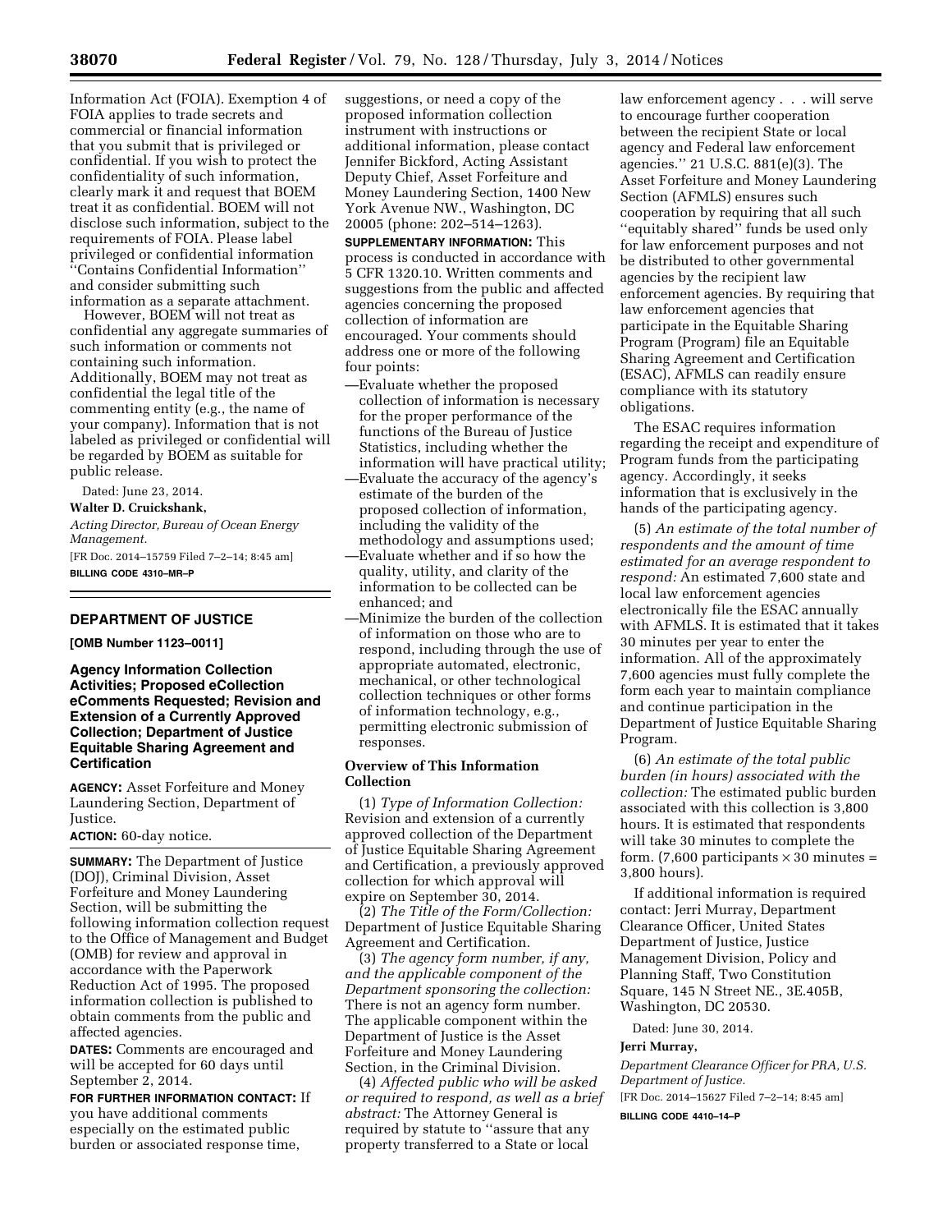Information Act (FOIA). Exemption 4 of FOIA applies to trade secrets and commercial or financial information that you submit that is privileged or confidential. If you wish to protect the confidentiality of such information, clearly mark it and request that BOEM treat it as confidential. BOEM will not disclose such information, subject to the requirements of FOIA. Please label privileged or confidential information "Contains Confidential Information" and consider submitting such information as a separate attachment.

However, BOEM will not treat as confidential any aggregate summaries of such information or comments not containing such information. Additionally, BOEM may not treat as confidential the legal title of the commenting entity (e.g., the name of your company). Information that is not labeled as privileged or confidential will be regarded by BOEM as suitable for public release.

Dated: June 23, 2014.

**Walter D. Cruickshank,**

*Acting Director, Bureau of Ocean Energy Management.*

[FR Doc. 2014–15759 Filed 7–2–14; 8:45 am]

**BILLING CODE 4310–MR–P**

## DEPARTMENT OF JUSTICE

**[OMB Number 1123–0011]**

### Agency Information Collection Activities; Proposed eCollection eComments Requested; Revision and Extension of a Currently Approved Collection; Department of Justice Equitable Sharing Agreement and Certification

**AGENCY:** Asset Forfeiture and Money Laundering Section, Department of Justice.

**ACTION:** 60-day notice.

**SUMMARY:** The Department of Justice (DOJ), Criminal Division, Asset Forfeiture and Money Laundering Section, will be submitting the following information collection request to the Office of Management and Budget (OMB) for review and approval in accordance with the Paperwork Reduction Act of 1995. The proposed information collection is published to obtain comments from the public and affected agencies.

**DATES:** Comments are encouraged and will be accepted for 60 days until September 2, 2014.

**FOR FURTHER INFORMATION CONTACT:** If you have additional comments especially on the estimated public burden or associated response time, suggestions, or need a copy of the proposed information collection instrument with instructions or additional information, please contact Jennifer Bickford, Acting Assistant Deputy Chief, Asset Forfeiture and Money Laundering Section, 1400 New York Avenue NW., Washington, DC 20005 (phone: 202–514–1263).

**SUPPLEMENTARY INFORMATION:** This process is conducted in accordance with 5 CFR 1320.10. Written comments and suggestions from the public and affected agencies concerning the proposed collection of information are encouraged. Your comments should address one or more of the following four points:

—Evaluate whether the proposed collection of information is necessary for the proper performance of the functions of the Bureau of Justice Statistics, including whether the information will have practical utility;

—Evaluate the accuracy of the agency's estimate of the burden of the proposed collection of information, including the validity of the methodology and assumptions used;

—Evaluate whether and if so how the quality, utility, and clarity of the information to be collected can be enhanced; and

—Minimize the burden of the collection of information on those who are to respond, including through the use of appropriate automated, electronic, mechanical, or other technological collection techniques or other forms of information technology, e.g., permitting electronic submission of responses.

### Overview of This Information Collection

(1) *Type of Information Collection:* Revision and extension of a currently approved collection of the Department of Justice Equitable Sharing Agreement and Certification, a previously approved collection for which approval will expire on September 30, 2014.

(2) *The Title of the Form/Collection:* Department of Justice Equitable Sharing Agreement and Certification.

(3) *The agency form number, if any, and the applicable component of the Department sponsoring the collection:* There is not an agency form number. The applicable component within the Department of Justice is the Asset Forfeiture and Money Laundering Section, in the Criminal Division.

(4) *Affected public who will be asked or required to respond, as well as a brief abstract:* The Attorney General is required by statute to "assure that any property transferred to a State or local law enforcement agency . . . will serve to encourage further cooperation between the recipient State or local agency and Federal law enforcement agencies." 21 U.S.C. 881(e)(3). The Asset Forfeiture and Money Laundering Section (AFMLS) ensures such cooperation by requiring that all such "equitably shared" funds be used only for law enforcement purposes and not be distributed to other governmental agencies by the recipient law enforcement agencies. By requiring that law enforcement agencies that participate in the Equitable Sharing Program (Program) file an Equitable Sharing Agreement and Certification (ESAC), AFMLS can readily ensure compliance with its statutory obligations.

The ESAC requires information regarding the receipt and expenditure of Program funds from the participating agency. Accordingly, it seeks information that is exclusively in the hands of the participating agency.

(5) *An estimate of the total number of respondents and the amount of time estimated for an average respondent to respond:* An estimated 7,600 state and local law enforcement agencies electronically file the ESAC annually with AFMLS. It is estimated that it takes 30 minutes per year to enter the information. All of the approximately 7,600 agencies must fully complete the form each year to maintain compliance and continue participation in the Department of Justice Equitable Sharing Program.

(6) *An estimate of the total public burden (in hours) associated with the collection:* The estimated public burden associated with this collection is 3,800 hours. It is estimated that respondents will take 30 minutes to complete the form. (7,600 participants × 30 minutes = 3,800 hours).

If additional information is required contact: Jerri Murray, Department Clearance Officer, United States Department of Justice, Justice Management Division, Policy and Planning Staff, Two Constitution Square, 145 N Street NE., 3E.405B, Washington, DC 20530.

Dated: June 30, 2014.

**Jerri Murray,**

*Department Clearance Officer for PRA, U.S. Department of Justice.*

[FR Doc. 2014–15627 Filed 7–2–14; 8:45 am]

**BILLING CODE 4410–14–P**